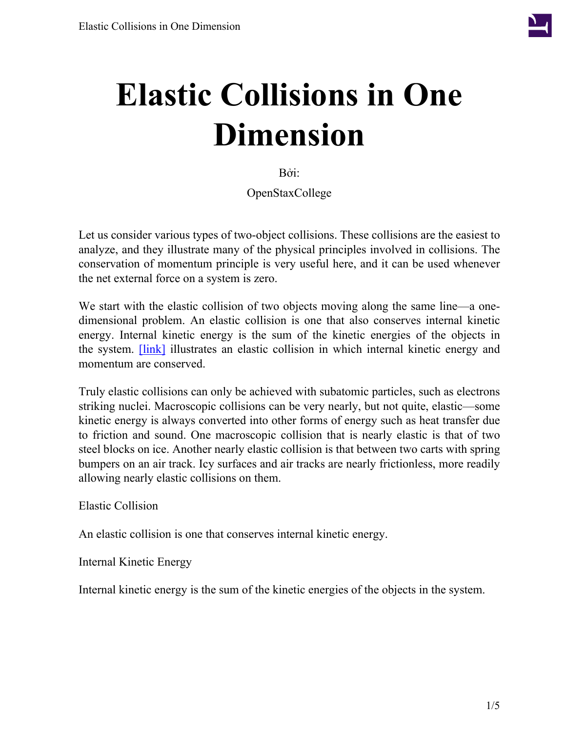# Elastic Collisions in One Dimension

Bởi:

OpenStaxCollege

Let us consider various types of two-object collisions. These collisions are the easiest to analyze, and they illustrate many of the physical principles involved in collisions. The conservation of momentum principle is very useful here, and it can be used whenever the net external force on a system is zero.

We start with the elastic collision of two objects moving along the same line—a one-dimensional problem. An elastic collision is one that also conserves internal kinetic energy. Internal kinetic energy is the sum of the kinetic energies of the objects in the system. [link] illustrates an elastic collision in which internal kinetic energy and momentum are conserved.

Truly elastic collisions can only be achieved with subatomic particles, such as electrons striking nuclei. Macroscopic collisions can be very nearly, but not quite, elastic—some kinetic energy is always converted into other forms of energy such as heat transfer due to friction and sound. One macroscopic collision that is nearly elastic is that of two steel blocks on ice. Another nearly elastic collision is that between two carts with spring bumpers on an air track. Icy surfaces and air tracks are nearly frictionless, more readily allowing nearly elastic collisions on them.

Elastic Collision

An elastic collision is one that conserves internal kinetic energy.

Internal Kinetic Energy

Internal kinetic energy is the sum of the kinetic energies of the objects in the system.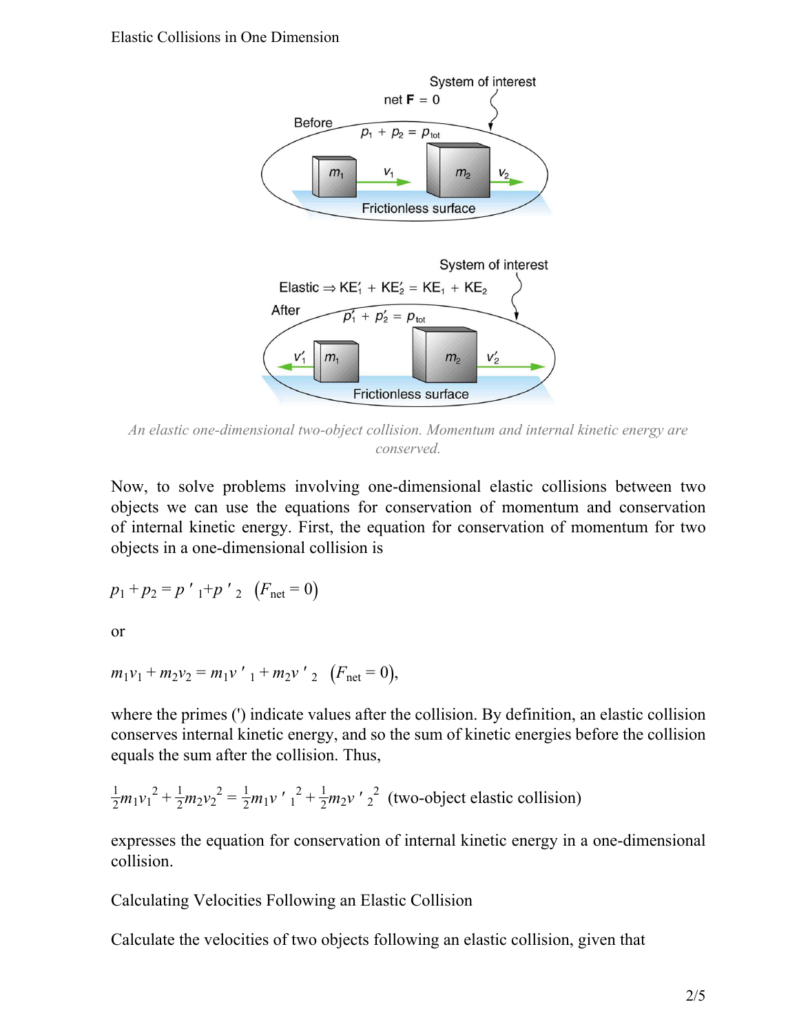An elastic one-dimensional two-object collision. Momentum and internal kinetic energy are conserved.

Now, to solve problems involving one-dimensional elastic collisions between two objects we can use the equations for conservation of momentum and conservation of internal kinetic energy. First, the equation for conservation of momentum for two objects in a one-dimensional collision is

$$p_1 + p_2 = p'_1 + p'_2 \quad (F_{\text{net}} = 0)$$

or

$$m_1 v_1 + m_2 v_2 = m_1 v'_1 + m_2 v'_2 \quad (F_{\text{net}} = 0),$$

where the primes (') indicate values after the collision. By definition, an elastic collision conserves internal kinetic energy, and so the sum of kinetic energies before the collision equals the sum after the collision. Thus,

$$\frac{1}{2} m_1 {v_1}^2 + \frac{1}{2} m_2 {v_2}^2 = \frac{1}{2} m_1 {v'_1}^2 + \frac{1}{2} m_2 {v'_2}^2 \quad \text{(two-object elastic collision)}$$

expresses the equation for conservation of internal kinetic energy in a one-dimensional collision.

Calculating Velocities Following an Elastic Collision

Calculate the velocities of two objects following an elastic collision, given that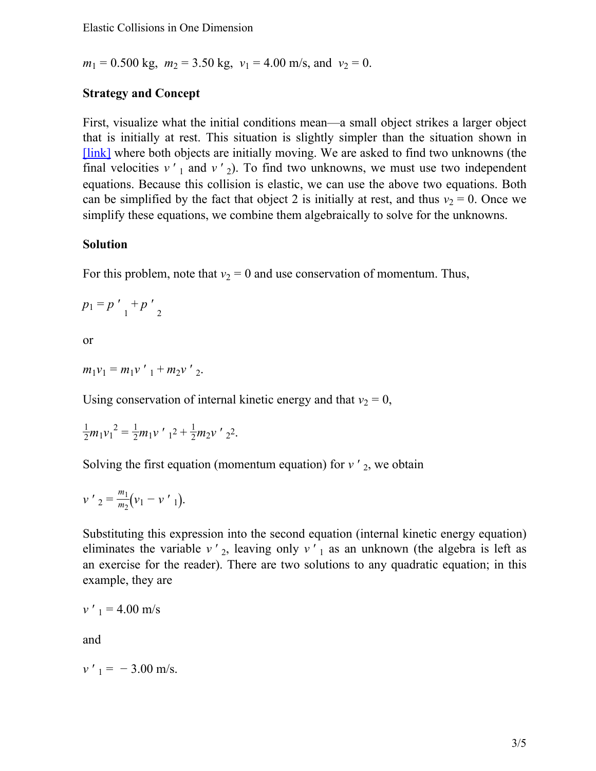$m_1 = 0.500\ \text{kg},\ m_2 = 3.50\ \text{kg},\ v_1 = 4.00\ \text{m/s, and}\ v_2 = 0.$

**Strategy and Concept**

First, visualize what the initial conditions mean—a small object strikes a larger object that is initially at rest. This situation is slightly simpler than the situation shown in [link] where both objects are initially moving. We are asked to find two unknowns (the final velocities $v'_1$ and $v'_2$). To find two unknowns, we must use two independent equations. Because this collision is elastic, we can use the above two equations. Both can be simplified by the fact that object 2 is initially at rest, and thus $v_2 = 0$. Once we simplify these equations, we combine them algebraically to solve for the unknowns.

**Solution**

For this problem, note that $v_2 = 0$ and use conservation of momentum. Thus,

$$p_1 = p'_1 + p'_2$$

or

$$m_1 v_1 = m_1 v'_1 + m_2 v'_2.$$

Using conservation of internal kinetic energy and that $v_2 = 0$,

$$\frac{1}{2} m_1 {v_1}^2 = \frac{1}{2} m_1 v'^2_1 + \frac{1}{2} m_2 v'^2_2.$$

Solving the first equation (momentum equation) for $v'_2$, we obtain

$$v'_2 = \frac{m_1}{m_2}\left(v_1 - v'_1\right).$$

Substituting this expression into the second equation (internal kinetic energy equation) eliminates the variable $v'_2$, leaving only $v'_1$ as an unknown (the algebra is left as an exercise for the reader). There are two solutions to any quadratic equation; in this example, they are

$$v'_1 = 4.00\ \text{m/s}$$

and

$$v'_1 = -3.00\ \text{m/s}.$$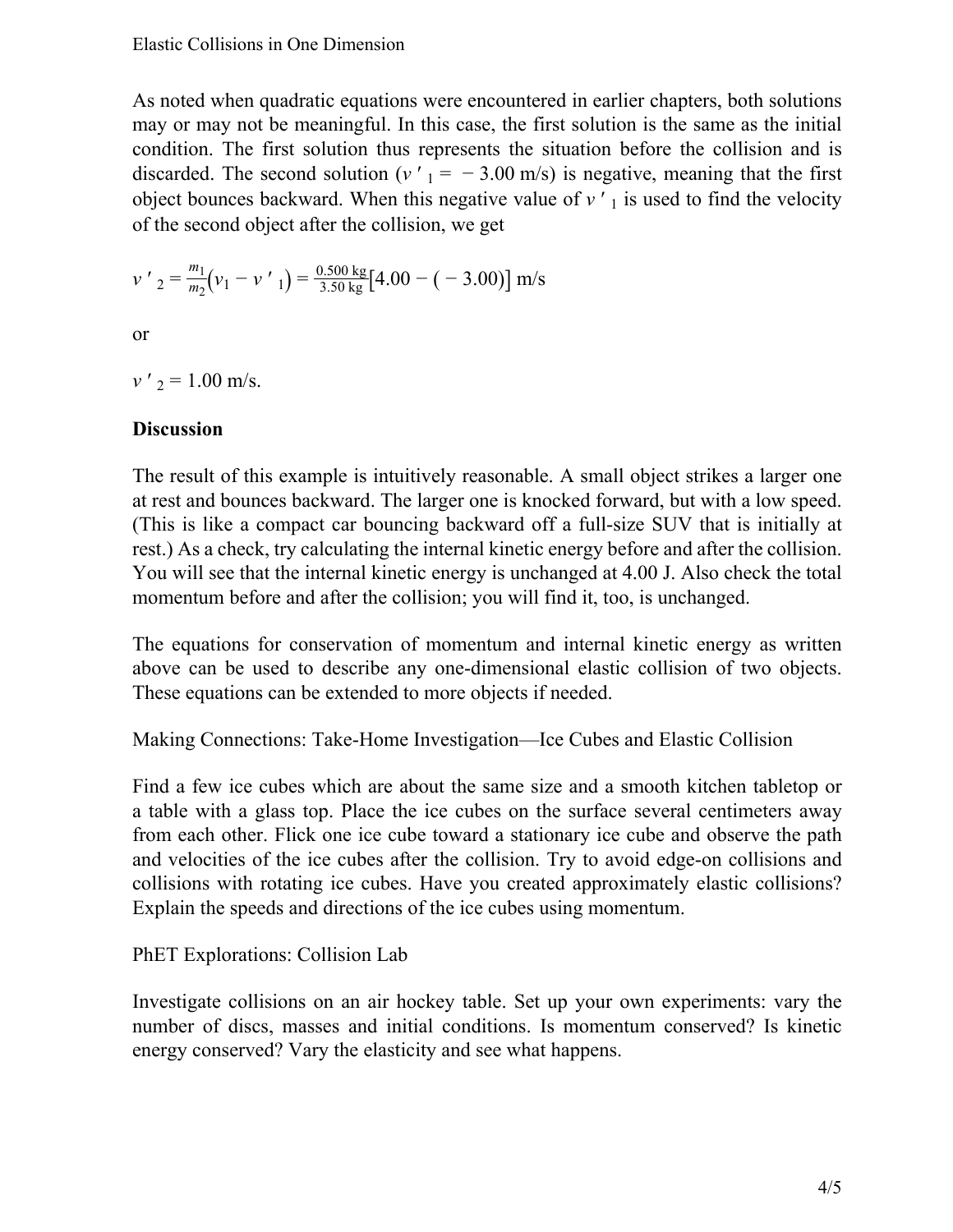As noted when quadratic equations were encountered in earlier chapters, both solutions may or may not be meaningful. In this case, the first solution is the same as the initial condition. The first solution thus represents the situation before the collision and is discarded. The second solution ($v'_1 = -3.00$ m/s) is negative, meaning that the first object bounces backward. When this negative value of $v'_1$ is used to find the velocity of the second object after the collision, we get

$$v'_2 = \frac{m_1}{m_2}\left(v_1 - v'_1\right) = \frac{0.500 \text{ kg}}{3.50 \text{ kg}}\left[4.00 - (-3.00)\right] \text{ m/s}$$

or

$$v'_2 = 1.00 \text{ m/s}.$$

**Discussion**

The result of this example is intuitively reasonable. A small object strikes a larger one at rest and bounces backward. The larger one is knocked forward, but with a low speed. (This is like a compact car bouncing backward off a full-size SUV that is initially at rest.) As a check, try calculating the internal kinetic energy before and after the collision. You will see that the internal kinetic energy is unchanged at 4.00 J. Also check the total momentum before and after the collision; you will find it, too, is unchanged.

The equations for conservation of momentum and internal kinetic energy as written above can be used to describe any one-dimensional elastic collision of two objects. These equations can be extended to more objects if needed.

Making Connections: Take-Home Investigation—Ice Cubes and Elastic Collision

Find a few ice cubes which are about the same size and a smooth kitchen tabletop or a table with a glass top. Place the ice cubes on the surface several centimeters away from each other. Flick one ice cube toward a stationary ice cube and observe the path and velocities of the ice cubes after the collision. Try to avoid edge-on collisions and collisions with rotating ice cubes. Have you created approximately elastic collisions? Explain the speeds and directions of the ice cubes using momentum.

PhET Explorations: Collision Lab

Investigate collisions on an air hockey table. Set up your own experiments: vary the number of discs, masses and initial conditions. Is momentum conserved? Is kinetic energy conserved? Vary the elasticity and see what happens.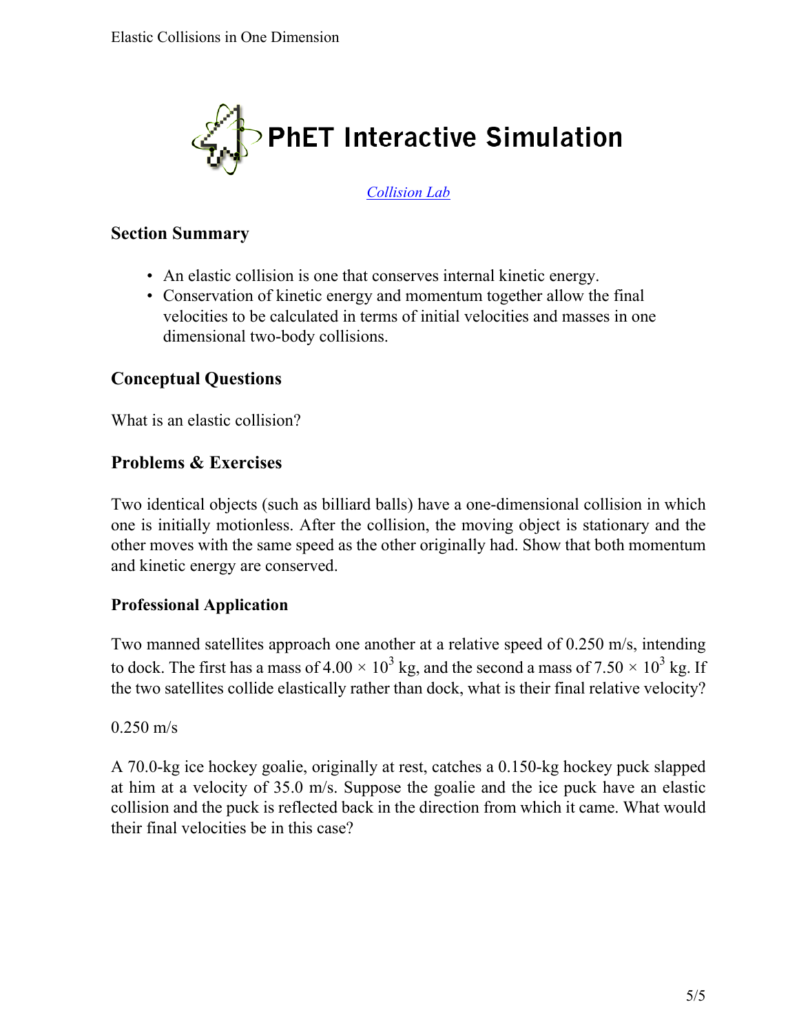PhET Interactive Simulation

*Collision Lab*

## Section Summary

- An elastic collision is one that conserves internal kinetic energy.
- Conservation of kinetic energy and momentum together allow the final velocities to be calculated in terms of initial velocities and masses in one dimensional two-body collisions.

## Conceptual Questions

What is an elastic collision?

## Problems & Exercises

Two identical objects (such as billiard balls) have a one-dimensional collision in which one is initially motionless. After the collision, the moving object is stationary and the other moves with the same speed as the other originally had. Show that both momentum and kinetic energy are conserved.

### Professional Application

Two manned satellites approach one another at a relative speed of 0.250 m/s, intending to dock. The first has a mass of $4.00 \times 10^3$ kg, and the second a mass of $7.50 \times 10^3$ kg. If the two satellites collide elastically rather than dock, what is their final relative velocity?

0.250 m/s

A 70.0-kg ice hockey goalie, originally at rest, catches a 0.150-kg hockey puck slapped at him at a velocity of 35.0 m/s. Suppose the goalie and the ice puck have an elastic collision and the puck is reflected back in the direction from which it came. What would their final velocities be in this case?